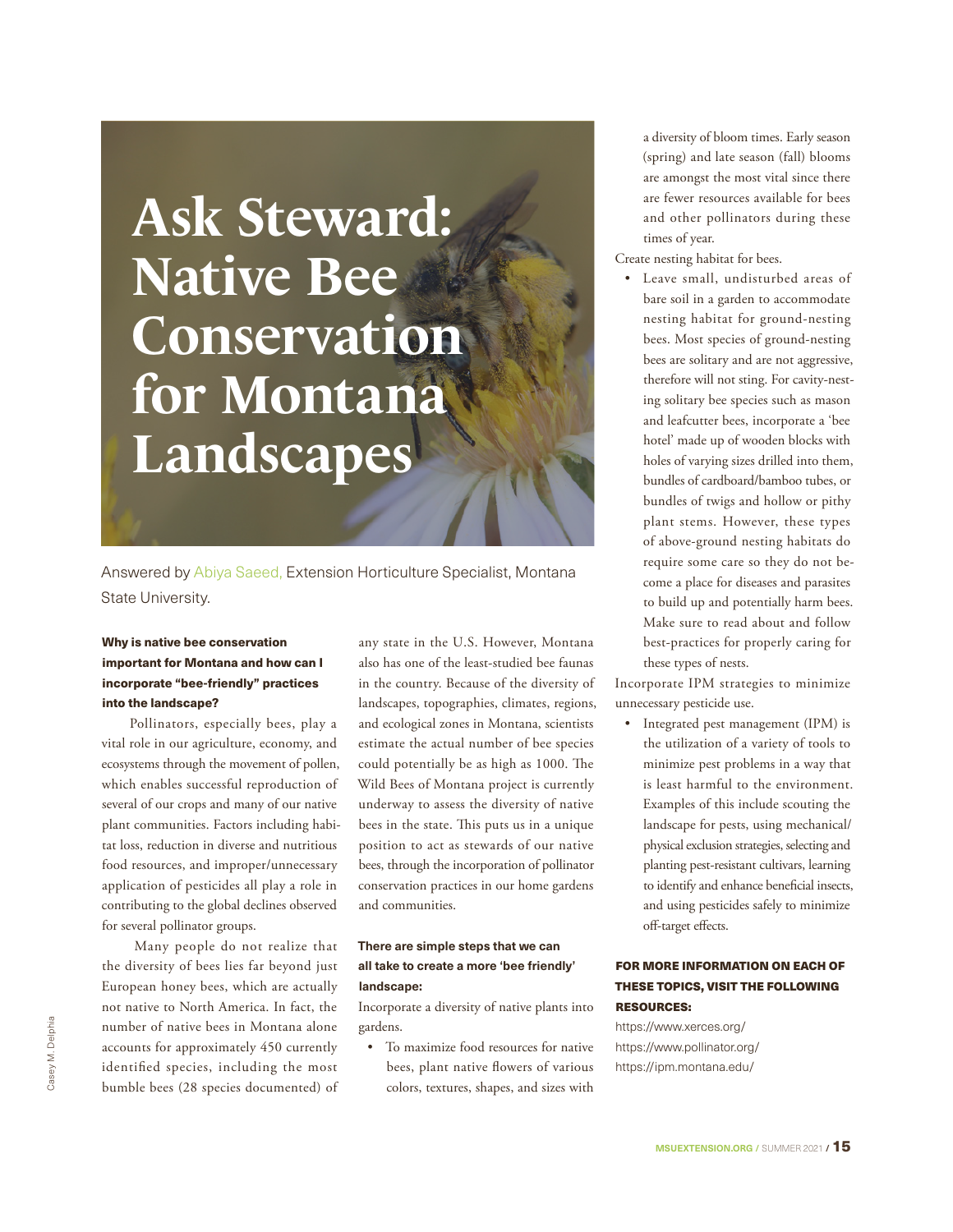# Ask Steward: Native Bee Conservation for Montana Landscapes

Answered by Abiya Saeed, Extension Horticulture Specialist, Montana State University.

**Why is native bee conservation important for Montana and how can I incorporate "bee-friendly" practices into the landscape?**

Pollinators, especially bees, play a vital role in our agriculture, economy, and ecosystems through the movement of pollen, which enables successful reproduction of several of our crops and many of our native plant communities. Factors including habitat loss, reduction in diverse and nutritious food resources, and improper/unnecessary application of pesticides all play a role in contributing to the global declines observed for several pollinator groups.

Many people do not realize that the diversity of bees lies far beyond just European honey bees, which are actually not native to North America. In fact, the number of native bees in Montana alone accounts for approximately 450 currently identified species, including the most bumble bees (28 species documented) of any state in the U.S. However, Montana also has one of the least-studied bee faunas in the country. Because of the diversity of landscapes, topographies, climates, regions, and ecological zones in Montana, scientists estimate the actual number of bee species could potentially be as high as 1000. The Wild Bees of Montana project is currently underway to assess the diversity of native bees in the state. This puts us in a unique position to act as stewards of our native bees, through the incorporation of pollinator conservation practices in our home gardens and communities.

**There are simple steps that we can all take to create a more 'bee friendly' landscape:**

Incorporate a diversity of native plants into gardens.

- To maximize food resources for native bees, plant native flowers of various colors, textures, shapes, and sizes with a diversity of bloom times. Early season (spring) and late season (fall) blooms are amongst the most vital since there are fewer resources available for bees and other pollinators during these times of year.

Create nesting habitat for bees.

- Leave small, undisturbed areas of bare soil in a garden to accommodate nesting habitat for ground-nesting bees. Most species of ground-nesting bees are solitary and are not aggressive, therefore will not sting. For cavity-nesting solitary bee species such as mason and leafcutter bees, incorporate a 'bee hotel' made up of wooden blocks with holes of varying sizes drilled into them, bundles of cardboard/bamboo tubes, or bundles of twigs and hollow or pithy plant stems. However, these types of above-ground nesting habitats do require some care so they do not become a place for diseases and parasites to build up and potentially harm bees. Make sure to read about and follow best-practices for properly caring for these types of nests.

Incorporate IPM strategies to minimize unnecessary pesticide use.

- Integrated pest management (IPM) is the utilization of a variety of tools to minimize pest problems in a way that is least harmful to the environment. Examples of this include scouting the landscape for pests, using mechanical/physical exclusion strategies, selecting and planting pest-resistant cultivars, learning to identify and enhance beneficial insects, and using pesticides safely to minimize off-target effects.

**FOR MORE INFORMATION ON EACH OF THESE TOPICS, VISIT THE FOLLOWING RESOURCES:**

https://www.xerces.org/
https://www.pollinator.org/
https://ipm.montana.edu/

Casey M. Delphia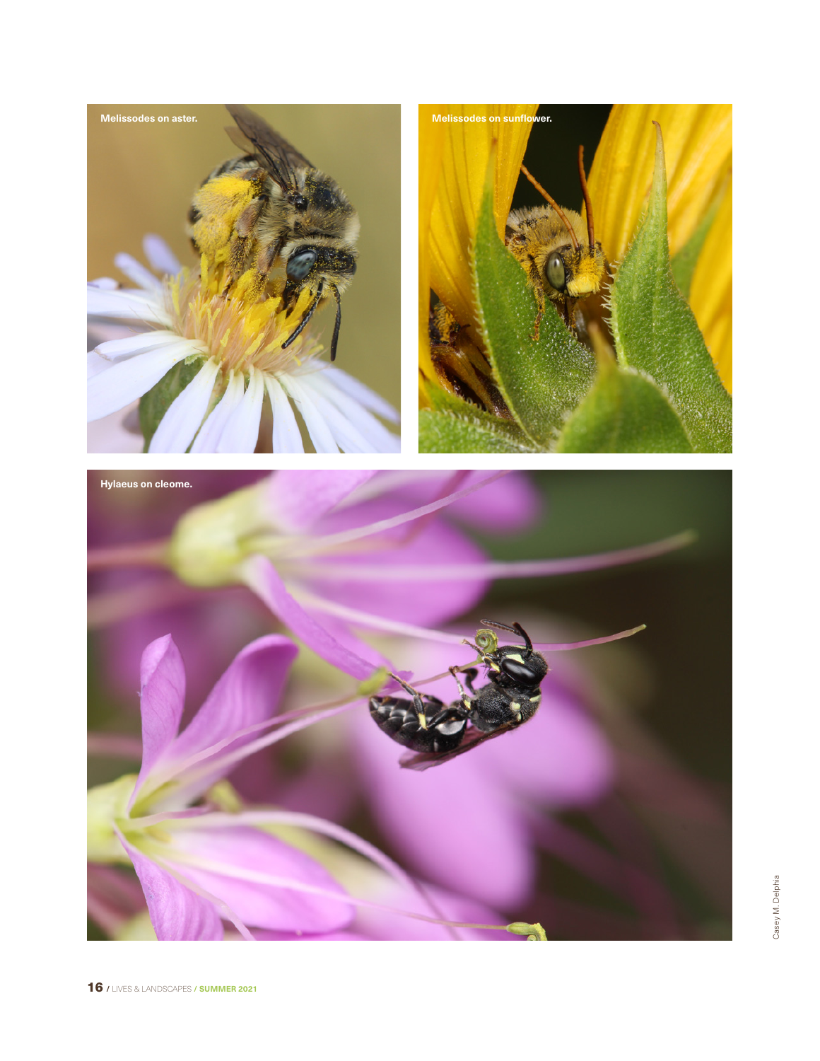Melissodes on aster.

Melissodes on sunflower.

Hylaeus on cleome.

Casey M. Delphia